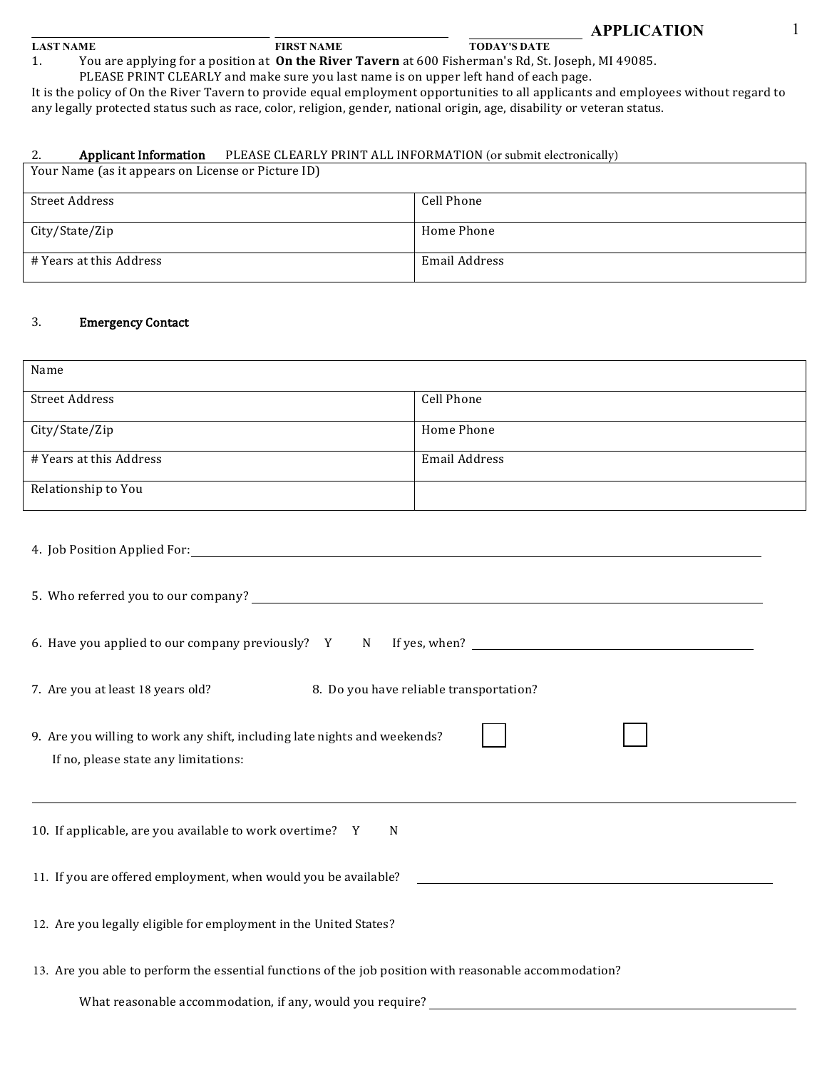| | | | **APPLICATION** |
|---|---|---|---|
| **LAST NAME** | **FIRST NAME** | **TODAY'S DATE** | |

1. You are applying for a position at **On the River Tavern** at 600 Fisherman's Rd, St. Joseph, MI 49085.
   PLEASE PRINT CLEARLY and make sure you last name is on upper left hand of each page.

It is the policy of On the River Tavern to provide equal employment opportunities to all applicants and employees without regard to any legally protected status such as race, color, religion, gender, national origin, age, disability or veteran status.

2. **Applicant Information** PLEASE CLEARLY PRINT ALL INFORMATION (or submit electronically)

| Your Name (as it appears on License or Picture ID) | |
|---|---|
| Street Address | Cell Phone |
| City/State/Zip | Home Phone |
| # Years at this Address | Email Address |

3. **Emergency Contact**

| Name | |
|---|---|
| Street Address | Cell Phone |
| City/State/Zip | Home Phone |
| # Years at this Address | Email Address |
| Relationship to You | |

4. Job Position Applied For: ______________________________

5. Who referred you to our company? ______________________________

6. Have you applied to our company previously? Y N If yes, when? ______________________________

7. Are you at least 18 years old?

8. Do you have reliable transportation?

9. Are you willing to work any shift, including late nights and weekends? ☐ ☐
   If no, please state any limitations:

______________________________

10. If applicable, are you available to work overtime? Y N

11. If you are offered employment, when would you be available? ______________________________

12. Are you legally eligible for employment in the United States?

13. Are you able to perform the essential functions of the job position with reasonable accommodation?

    What reasonable accommodation, if any, would you require? ______________________________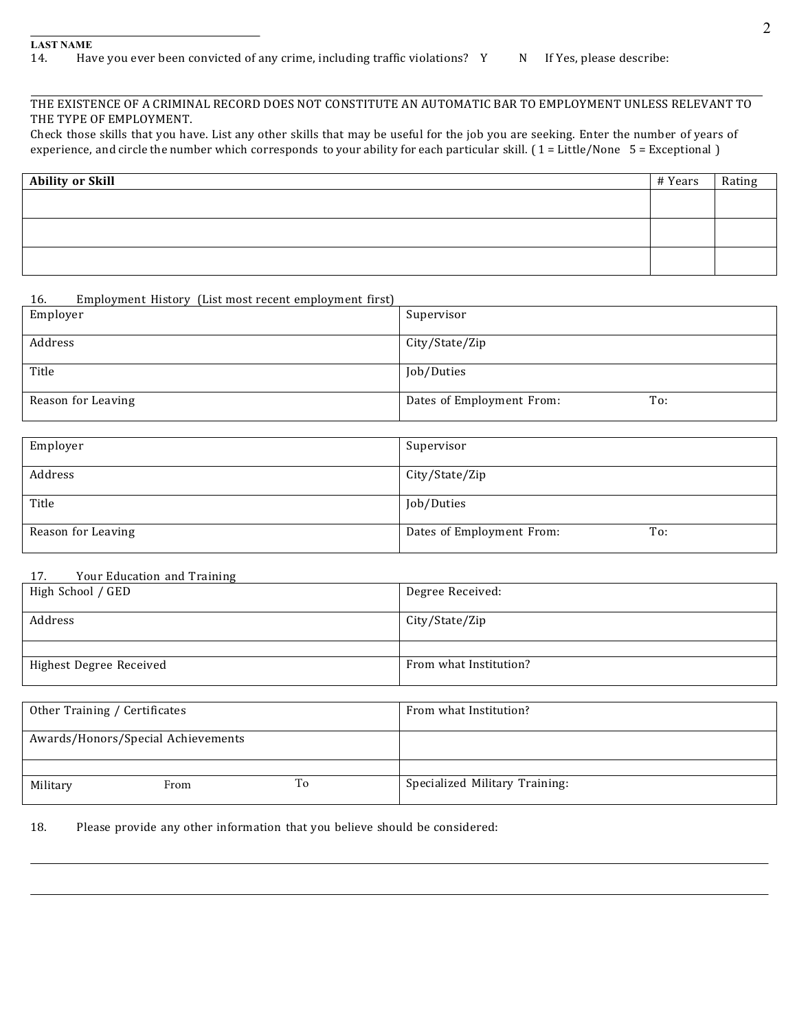**LAST NAME** ______________________________

14. Have you ever been convicted of any crime, including traffic violations? Y N If Yes, please describe:

______________________________________________________________________________

THE EXISTENCE OF A CRIMINAL RECORD DOES NOT CONSTITUTE AN AUTOMATIC BAR TO EMPLOYMENT UNLESS RELEVANT TO THE TYPE OF EMPLOYMENT.

Check those skills that you have. List any other skills that may be useful for the job you are seeking. Enter the number of years of experience, and circle the number which corresponds to your ability for each particular skill. ( 1 = Little/None 5 = Exceptional )

| **Ability or Skill** | # Years | Rating |
|---|---|---|
| | | |
| | | |
| | | |

16. Employment History (List most recent employment first)

| Employer | Supervisor |
|---|---|
| Address | City/State/Zip |
| Title | Job/Duties |
| Reason for Leaving | Dates of Employment From: To: |

| Employer | Supervisor |
|---|---|
| Address | City/State/Zip |
| Title | Job/Duties |
| Reason for Leaving | Dates of Employment From: To: |

17. Your Education and Training

| High School / GED | Degree Received: |
|---|---|
| Address | City/State/Zip |
| | |
| Highest Degree Received | From what Institution? |

| Other Training / Certificates | From what Institution? |
|---|---|
| Awards/Honors/Special Achievements | |
| | |
| Military From To | Specialized Military Training: |

18. Please provide any other information that you believe should be considered:

______________________________________________________________________________

______________________________________________________________________________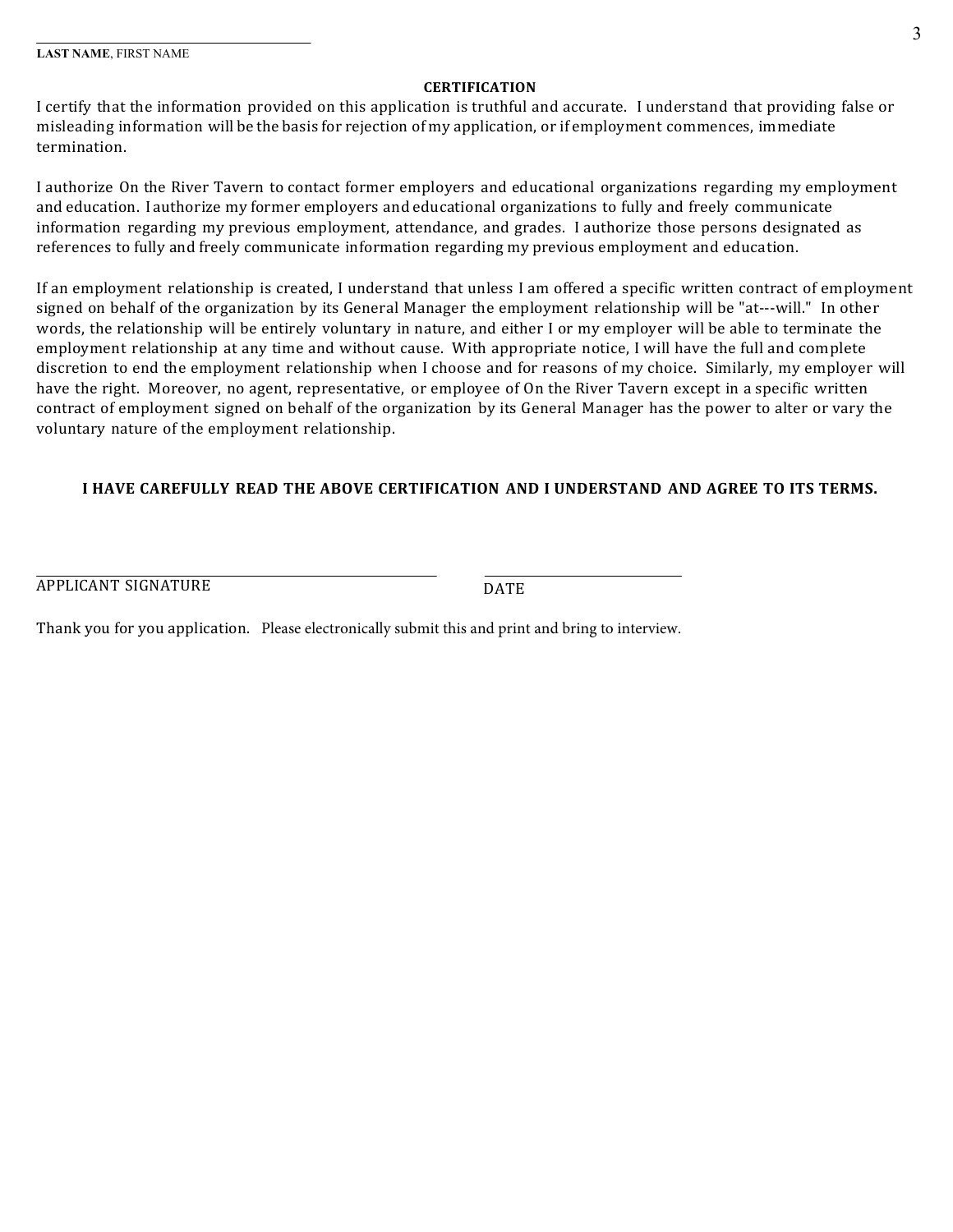**LAST NAME**, FIRST NAME

### CERTIFICATION

I certify that the information provided on this application is truthful and accurate. I understand that providing false or misleading information will be the basis for rejection of my application, or if employment commences, immediate termination.

I authorize On the River Tavern to contact former employers and educational organizations regarding my employment and education. I authorize my former employers and educational organizations to fully and freely communicate information regarding my previous employment, attendance, and grades. I authorize those persons designated as references to fully and freely communicate information regarding my previous employment and education.

If an employment relationship is created, I understand that unless I am offered a specific written contract of employment signed on behalf of the organization by its General Manager the employment relationship will be "at---will." In other words, the relationship will be entirely voluntary in nature, and either I or my employer will be able to terminate the employment relationship at any time and without cause. With appropriate notice, I will have the full and complete discretion to end the employment relationship when I choose and for reasons of my choice. Similarly, my employer will have the right. Moreover, no agent, representative, or employee of On the River Tavern except in a specific written contract of employment signed on behalf of the organization by its General Manager has the power to alter or vary the voluntary nature of the employment relationship.

**I HAVE CAREFULLY READ THE ABOVE CERTIFICATION AND I UNDERSTAND AND AGREE TO ITS TERMS.**

APPLICANT SIGNATURE

DATE

Thank you for you application. Please electronically submit this and print and bring to interview.